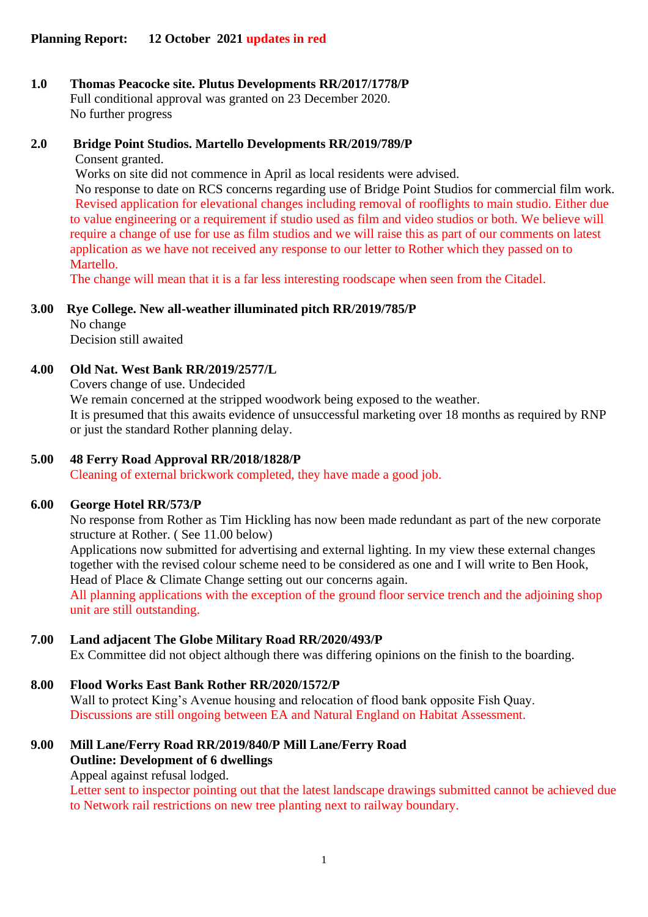**Planning Report: 12 October 2021 updates in red**

**1.0 Thomas Peacocke site. Plutus Developments RR/2017/1778/P**

Full conditional approval was granted on 23 December 2020.
No further progress

**2.0 Bridge Point Studios. Martello Developments RR/2019/789/P**

Consent granted.
Works on site did not commence in April as local residents were advised.
No response to date on RCS concerns regarding use of Bridge Point Studios for commercial film work.
Revised application for elevational changes including removal of rooflights to main studio. Either due to value engineering or a requirement if studio used as film and video studios or both. We believe will require a change of use for use as film studios and we will raise this as part of our comments on latest application as we have not received any response to our letter to Rother which they passed on to Martello.
The change will mean that it is a far less interesting roodscape when seen from the Citadel.

**3.00 Rye College. New all-weather illuminated pitch RR/2019/785/P**

No change
Decision still awaited

**4.00 Old Nat. West Bank RR/2019/2577/L**

Covers change of use. Undecided
We remain concerned at the stripped woodwork being exposed to the weather.
It is presumed that this awaits evidence of unsuccessful marketing over 18 months as required by RNP or just the standard Rother planning delay.

**5.00 48 Ferry Road Approval RR/2018/1828/P**

Cleaning of external brickwork completed, they have made a good job.

**6.00 George Hotel RR/573/P**

No response from Rother as Tim Hickling has now been made redundant as part of the new corporate structure at Rother. ( See 11.00 below)
Applications now submitted for advertising and external lighting. In my view these external changes together with the revised colour scheme need to be considered as one and I will write to Ben Hook, Head of Place & Climate Change setting out our concerns again.
All planning applications with the exception of the ground floor service trench and the adjoining shop unit are still outstanding.

**7.00 Land adjacent The Globe Military Road RR/2020/493/P**

Ex Committee did not object although there was differing opinions on the finish to the boarding.

**8.00 Flood Works East Bank Rother RR/2020/1572/P**

Wall to protect King's Avenue housing and relocation of flood bank opposite Fish Quay.
Discussions are still ongoing between EA and Natural England on Habitat Assessment.

**9.00 Mill Lane/Ferry Road RR/2019/840/P Mill Lane/Ferry Road**
**Outline: Development of 6 dwellings**

Appeal against refusal lodged.
Letter sent to inspector pointing out that the latest landscape drawings submitted cannot be achieved due to Network rail restrictions on new tree planting next to railway boundary.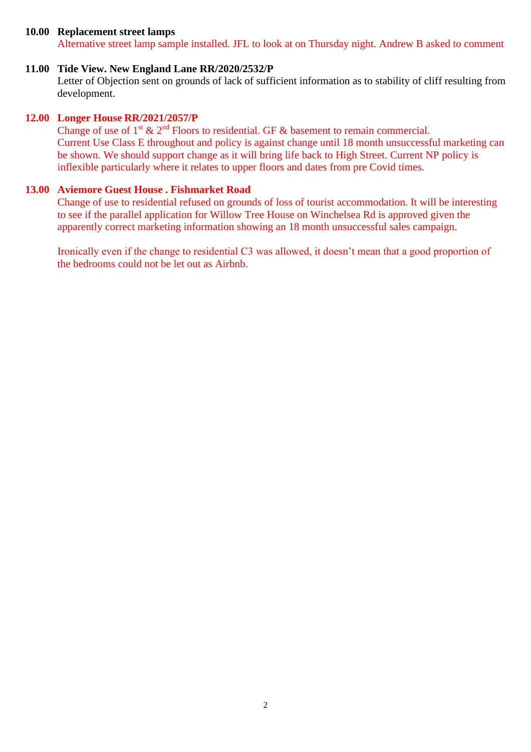**10.00 Replacement street lamps**

Alternative street lamp sample installed. JFL to look at on Thursday night. Andrew B asked to comment

**11.00 Tide View. New England Lane RR/2020/2532/P**

Letter of Objection sent on grounds of lack of sufficient information as to stability of cliff resulting from development.

**12.00 Longer House RR/2021/2057/P**

Change of use of 1st & 2nd Floors to residential. GF & basement to remain commercial.
Current Use Class E throughout and policy is against change until 18 month unsuccessful marketing can be shown. We should support change as it will bring life back to High Street. Current NP policy is inflexible particularly where it relates to upper floors and dates from pre Covid times.

**13.00 Aviemore Guest House . Fishmarket Road**

Change of use to residential refused on grounds of loss of tourist accommodation. It will be interesting to see if the parallel application for Willow Tree House on Winchelsea Rd is approved given the apparently correct marketing information showing an 18 month unsuccessful sales campaign.

Ironically even if the change to residential C3 was allowed, it doesn't mean that a good proportion of the bedrooms could not be let out as Airbnb.